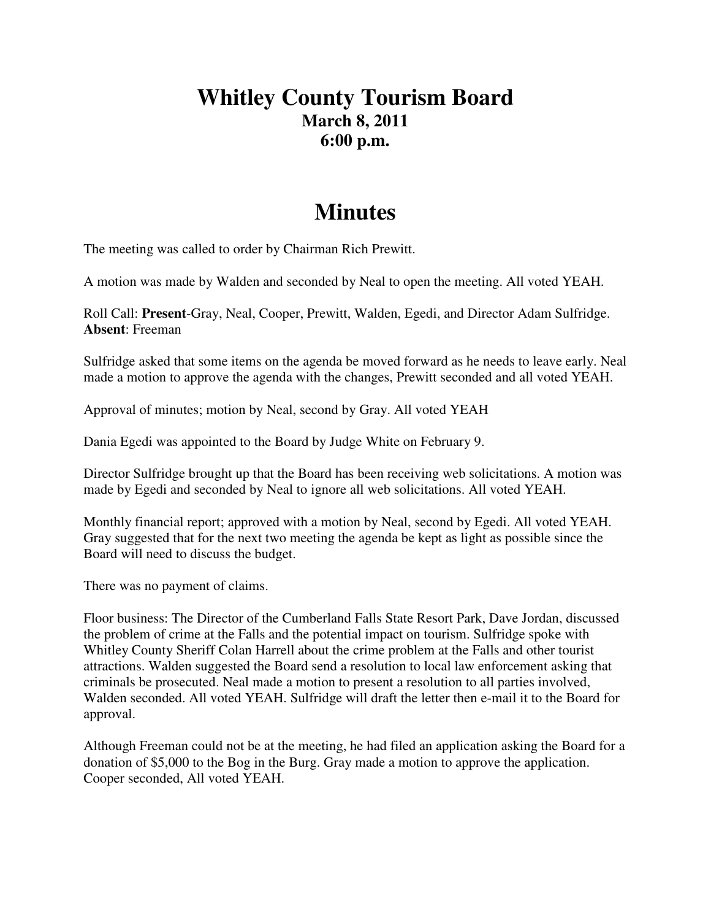# Whitley County Tourism Board

### March 8, 2011
### 6:00 p.m.

# Minutes

The meeting was called to order by Chairman Rich Prewitt.

A motion was made by Walden and seconded by Neal to open the meeting. All voted YEAH.

Roll Call: **Present**-Gray, Neal, Cooper, Prewitt, Walden, Egedi, and Director Adam Sulfridge. **Absent**: Freeman

Sulfridge asked that some items on the agenda be moved forward as he needs to leave early. Neal made a motion to approve the agenda with the changes, Prewitt seconded and all voted YEAH.

Approval of minutes; motion by Neal, second by Gray. All voted YEAH

Dania Egedi was appointed to the Board by Judge White on February 9.

Director Sulfridge brought up that the Board has been receiving web solicitations. A motion was made by Egedi and seconded by Neal to ignore all web solicitations. All voted YEAH.

Monthly financial report; approved with a motion by Neal, second by Egedi. All voted YEAH. Gray suggested that for the next two meeting the agenda be kept as light as possible since the Board will need to discuss the budget.

There was no payment of claims.

Floor business: The Director of the Cumberland Falls State Resort Park, Dave Jordan, discussed the problem of crime at the Falls and the potential impact on tourism. Sulfridge spoke with Whitley County Sheriff Colan Harrell about the crime problem at the Falls and other tourist attractions. Walden suggested the Board send a resolution to local law enforcement asking that criminals be prosecuted. Neal made a motion to present a resolution to all parties involved, Walden seconded. All voted YEAH. Sulfridge will draft the letter then e-mail it to the Board for approval.

Although Freeman could not be at the meeting, he had filed an application asking the Board for a donation of $5,000 to the Bog in the Burg. Gray made a motion to approve the application. Cooper seconded, All voted YEAH.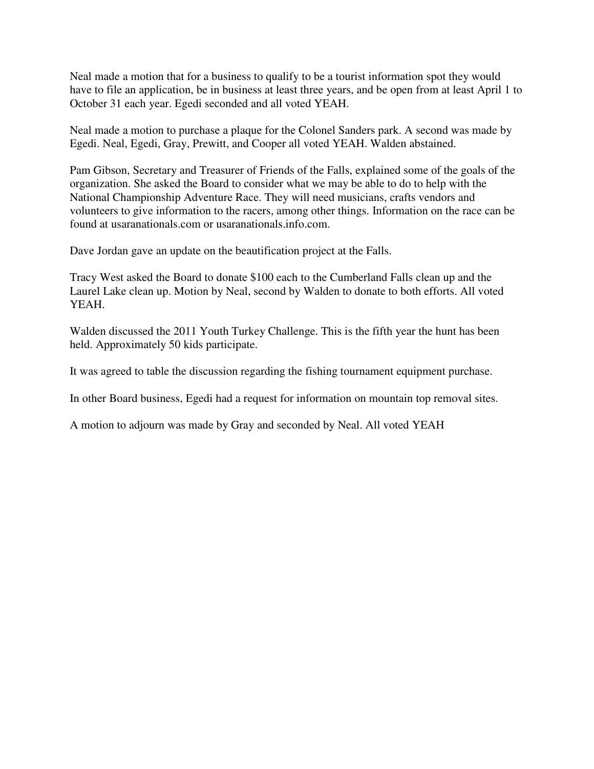Neal made a motion that for a business to qualify to be a tourist information spot they would have to file an application, be in business at least three years, and be open from at least April 1 to October 31 each year. Egedi seconded and all voted YEAH.

Neal made a motion to purchase a plaque for the Colonel Sanders park. A second was made by Egedi. Neal, Egedi, Gray, Prewitt, and Cooper all voted YEAH. Walden abstained.

Pam Gibson, Secretary and Treasurer of Friends of the Falls, explained some of the goals of the organization. She asked the Board to consider what we may be able to do to help with the National Championship Adventure Race. They will need musicians, crafts vendors and volunteers to give information to the racers, among other things. Information on the race can be found at usaranationals.com or usaranationals.info.com.

Dave Jordan gave an update on the beautification project at the Falls.

Tracy West asked the Board to donate $100 each to the Cumberland Falls clean up and the Laurel Lake clean up. Motion by Neal, second by Walden to donate to both efforts. All voted YEAH.

Walden discussed the 2011 Youth Turkey Challenge. This is the fifth year the hunt has been held. Approximately 50 kids participate.

It was agreed to table the discussion regarding the fishing tournament equipment purchase.

In other Board business, Egedi had a request for information on mountain top removal sites.

A motion to adjourn was made by Gray and seconded by Neal. All voted YEAH